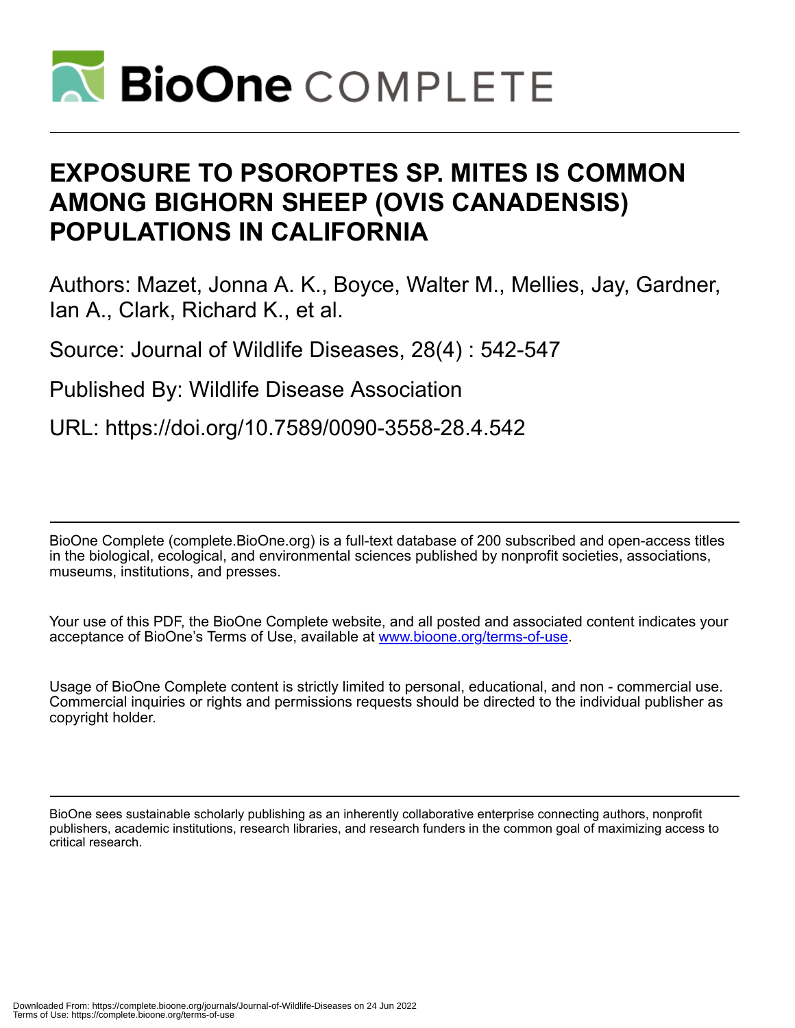# EXPOSURE TO PSOROPTES SP. MITES IS COMMON AMONG BIGHORN SHEEP (OVIS CANADENSIS) POPULATIONS IN CALIFORNIA

Authors: Mazet, Jonna A. K., Boyce, Walter M., Mellies, Jay, Gardner, Ian A., Clark, Richard K., et al.

Source: Journal of Wildlife Diseases, 28(4) : 542-547

Published By: Wildlife Disease Association

URL: https://doi.org/10.7589/0090-3558-28.4.542

BioOne Complete (complete.BioOne.org) is a full-text database of 200 subscribed and open-access titles in the biological, ecological, and environmental sciences published by nonprofit societies, associations, museums, institutions, and presses.

Your use of this PDF, the BioOne Complete website, and all posted and associated content indicates your acceptance of BioOne's Terms of Use, available at www.bioone.org/terms-of-use.

Usage of BioOne Complete content is strictly limited to personal, educational, and non - commercial use. Commercial inquiries or rights and permissions requests should be directed to the individual publisher as copyright holder.

BioOne sees sustainable scholarly publishing as an inherently collaborative enterprise connecting authors, nonprofit publishers, academic institutions, research libraries, and research funders in the common goal of maximizing access to critical research.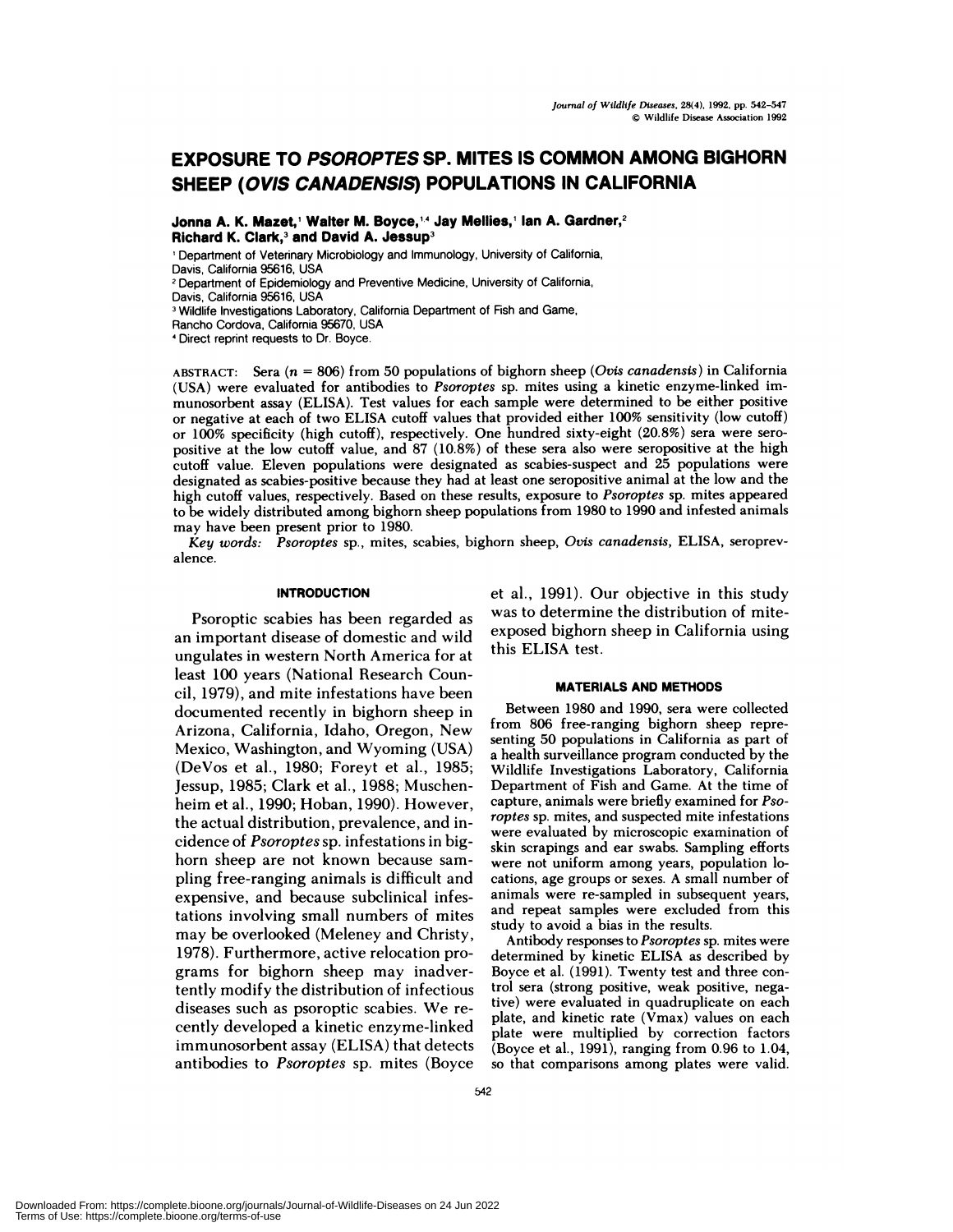# EXPOSURE TO *PSOROPTES* SP. MITES IS COMMON AMONG BIGHORN SHEEP (*OVIS CANADENSIS*) POPULATIONS IN CALIFORNIA

**Jonna A. K. Mazet,[1] Walter M. Boyce,[1,4] Jay Mellies,[1] Ian A. Gardner,[2] Richard K. Clark,[3] and David A. Jessup[3]**

[1] Department of Veterinary Microbiology and Immunology, University of California, Davis, California 95616, USA
[2] Department of Epidemiology and Preventive Medicine, University of California, Davis, California 95616, USA
[3] Wildlife Investigations Laboratory, California Department of Fish and Game, Rancho Cordova, California 95670, USA
[4] Direct reprint requests to Dr. Boyce.

ABSTRACT: Sera ($n = 806$) from 50 populations of bighorn sheep (*Ovis canadensis*) in California (USA) were evaluated for antibodies to *Psoroptes* sp. mites using a kinetic enzyme-linked immunosorbent assay (ELISA). Test values for each sample were determined to be either positive or negative at each of two ELISA cutoff values that provided either 100% sensitivity (low cutoff) or 100% specificity (high cutoff), respectively. One hundred sixty-eight (20.8%) sera were seropositive at the low cutoff value, and 87 (10.8%) of these sera also were seropositive at the high cutoff value. Eleven populations were designated as scabies-suspect and 25 populations were designated as scabies-positive because they had at least one seropositive animal at the low and the high cutoff values, respectively. Based on these results, exposure to *Psoroptes* sp. mites appeared to be widely distributed among bighorn sheep populations from 1980 to 1990 and infested animals may have been present prior to 1980.

*Key words:* *Psoroptes* sp., mites, scabies, bighorn sheep, *Ovis canadensis*, ELISA, seroprevalence.

## INTRODUCTION

Psoroptic scabies has been regarded as an important disease of domestic and wild ungulates in western North America for at least 100 years (National Research Council, 1979), and mite infestations have been documented recently in bighorn sheep in Arizona, California, Idaho, Oregon, New Mexico, Washington, and Wyoming (USA) (DeVos et al., 1980; Foreyt et al., 1985; Jessup, 1985; Clark et al., 1988; Muschenheim et al., 1990; Hoban, 1990). However, the actual distribution, prevalence, and incidence of *Psoroptes* sp. infestations in bighorn sheep are not known because sampling free-ranging animals is difficult and expensive, and because subclinical infestations involving small numbers of mites may be overlooked (Meleney and Christy, 1978). Furthermore, active relocation programs for bighorn sheep may inadvertently modify the distribution of infectious diseases such as psoroptic scabies. We recently developed a kinetic enzyme-linked immunosorbent assay (ELISA) that detects antibodies to *Psoroptes* sp. mites (Boyce et al., 1991). Our objective in this study was to determine the distribution of mite-exposed bighorn sheep in California using this ELISA test.

## MATERIALS AND METHODS

Between 1980 and 1990, sera were collected from 806 free-ranging bighorn sheep representing 50 populations in California as part of a health surveillance program conducted by the Wildlife Investigations Laboratory, California Department of Fish and Game. At the time of capture, animals were briefly examined for *Psoroptes* sp. mites, and suspected mite infestations were evaluated by microscopic examination of skin scrapings and ear swabs. Sampling efforts were not uniform among years, population locations, age groups or sexes. A small number of animals were re-sampled in subsequent years, and repeat samples were excluded from this study to avoid a bias in the results.

Antibody responses to *Psoroptes* sp. mites were determined by kinetic ELISA as described by Boyce et al. (1991). Twenty test and three control sera (strong positive, weak positive, negative) were evaluated in quadruplicate on each plate, and kinetic rate (Vmax) values on each plate were multiplied by correction factors (Boyce et al., 1991), ranging from 0.96 to 1.04, so that comparisons among plates were valid.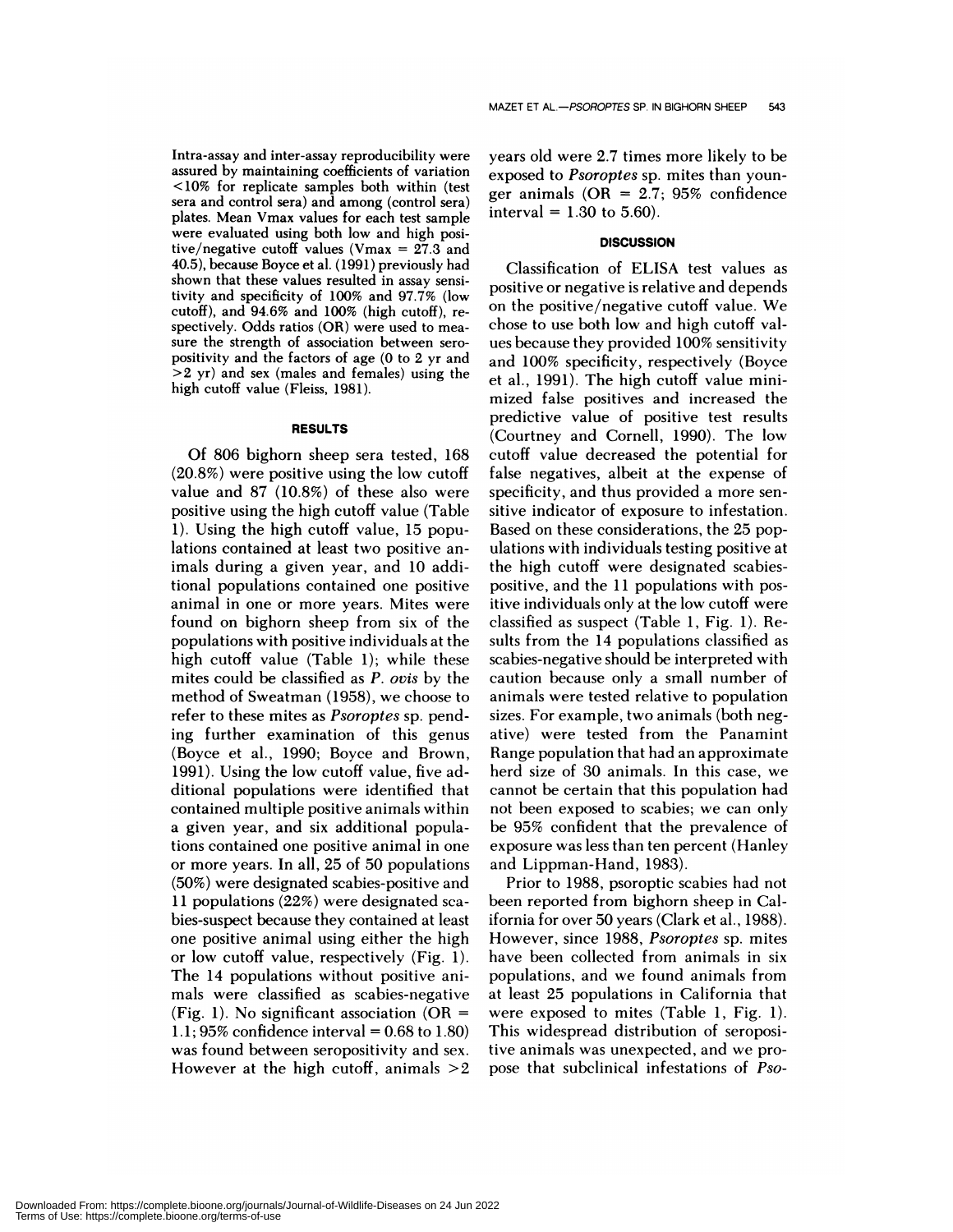Intra-assay and inter-assay reproducibility were assured by maintaining coefficients of variation <10% for replicate samples both within (test sera and control sera) and among (control sera) plates. Mean Vmax values for each test sample were evaluated using both low and high positive/negative cutoff values (Vmax = 27.3 and 40.5), because Boyce et al. (1991) previously had shown that these values resulted in assay sensitivity and specificity of 100% and 97.7% (low cutoff), and 94.6% and 100% (high cutoff), respectively. Odds ratios (OR) were used to measure the strength of association between seropositivity and the factors of age (0 to 2 yr and >2 yr) and sex (males and females) using the high cutoff value (Fleiss, 1981).

## RESULTS

Of 806 bighorn sheep sera tested, 168 (20.8%) were positive using the low cutoff value and 87 (10.8%) of these also were positive using the high cutoff value (Table 1). Using the high cutoff value, 15 populations contained at least two positive animals during a given year, and 10 additional populations contained one positive animal in one or more years. Mites were found on bighorn sheep from six of the populations with positive individuals at the high cutoff value (Table 1); while these mites could be classified as *P. ovis* by the method of Sweatman (1958), we choose to refer to these mites as *Psoroptes* sp. pending further examination of this genus (Boyce et al., 1990; Boyce and Brown, 1991). Using the low cutoff value, five additional populations were identified that contained multiple positive animals within a given year, and six additional populations contained one positive animal in one or more years. In all, 25 of 50 populations (50%) were designated scabies-positive and 11 populations (22%) were designated scabies-suspect because they contained at least one positive animal using either the high or low cutoff value, respectively (Fig. 1). The 14 populations without positive animals were classified as scabies-negative (Fig. 1). No significant association (OR = 1.1; 95% confidence interval = 0.68 to 1.80) was found between seropositivity and sex. However at the high cutoff, animals >2 years old were 2.7 times more likely to be exposed to *Psoroptes* sp. mites than younger animals (OR = 2.7; 95% confidence interval = 1.30 to 5.60).

## DISCUSSION

Classification of ELISA test values as positive or negative is relative and depends on the positive/negative cutoff value. We chose to use both low and high cutoff values because they provided 100% sensitivity and 100% specificity, respectively (Boyce et al., 1991). The high cutoff value minimized false positives and increased the predictive value of positive test results (Courtney and Cornell, 1990). The low cutoff value decreased the potential for false negatives, albeit at the expense of specificity, and thus provided a more sensitive indicator of exposure to infestation. Based on these considerations, the 25 populations with individuals testing positive at the high cutoff were designated scabies-positive, and the 11 populations with positive individuals only at the low cutoff were classified as suspect (Table 1, Fig. 1). Results from the 14 populations classified as scabies-negative should be interpreted with caution because only a small number of animals were tested relative to population sizes. For example, two animals (both negative) were tested from the Panamint Range population that had an approximate herd size of 30 animals. In this case, we cannot be certain that this population had not been exposed to scabies; we can only be 95% confident that the prevalence of exposure was less than ten percent (Hanley and Lippman-Hand, 1983).

Prior to 1988, psoroptic scabies had not been reported from bighorn sheep in California for over 50 years (Clark et al., 1988). However, since 1988, *Psoroptes* sp. mites have been collected from animals in six populations, and we found animals from at least 25 populations in California that were exposed to mites (Table 1, Fig. 1). This widespread distribution of seropositive animals was unexpected, and we propose that subclinical infestations of *Pso-*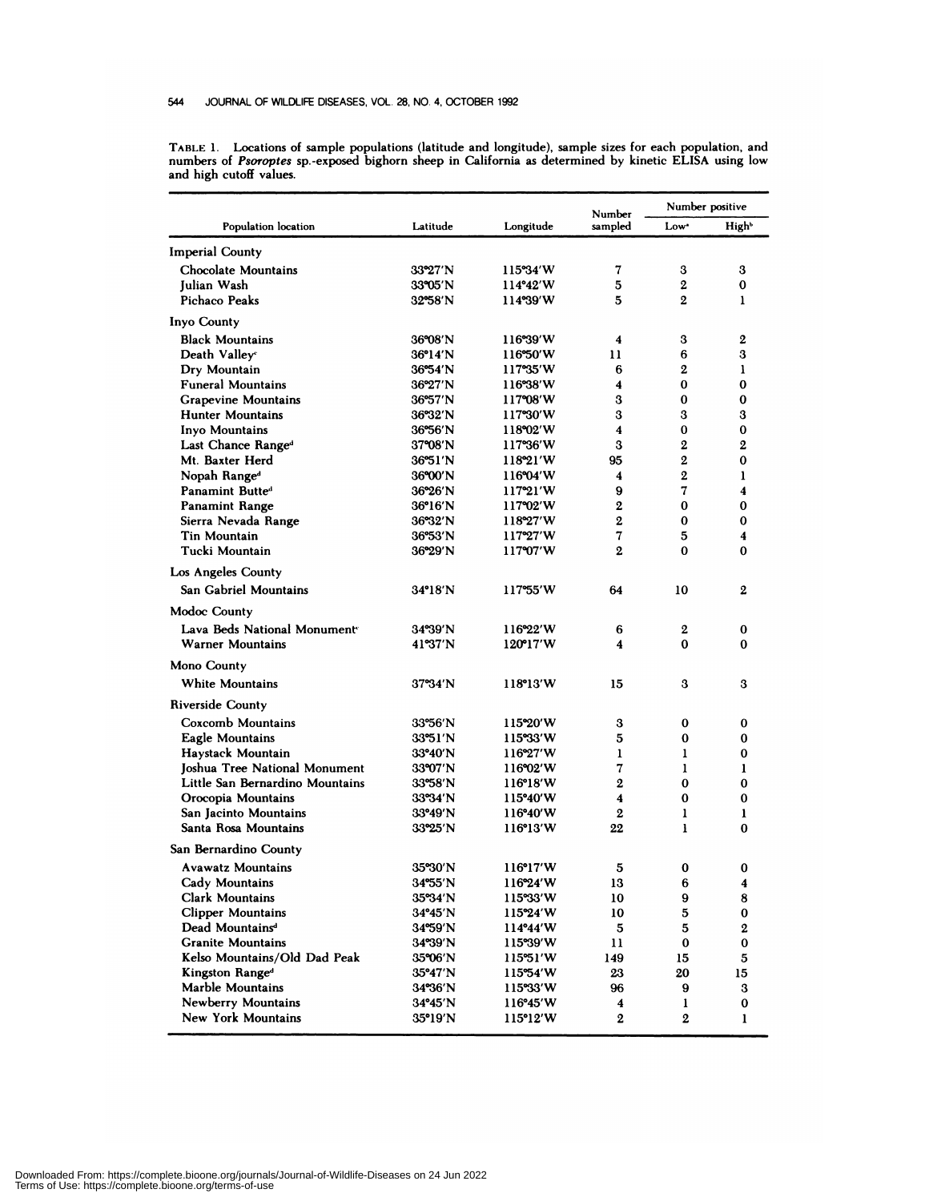TABLE 1. Locations of sample populations (latitude and longitude), sample sizes for each population, and numbers of *Psoroptes* sp.-exposed bighorn sheep in California as determined by kinetic ELISA using low and high cutoff values.

| Population location | Latitude | Longitude | Number sampled | Number positive | |
|---|---|---|---|---|---|
| | | | | Low[a] | High[b] |
| **Imperial County** | | | | | |
| Chocolate Mountains | 33°27′N | 115°34′W | 7 | 3 | 3 |
| Julian Wash | 33°05′N | 114°42′W | 5 | 2 | 0 |
| Pichaco Peaks | 32°58′N | 114°39′W | 5 | 2 | 1 |
| **Inyo County** | | | | | |
| Black Mountains | 36°08′N | 116°39′W | 4 | 3 | 2 |
| Death Valley[c] | 36°14′N | 116°50′W | 11 | 6 | 3 |
| Dry Mountain | 36°54′N | 117°35′W | 6 | 2 | 1 |
| Funeral Mountains | 36°27′N | 116°38′W | 4 | 0 | 0 |
| Grapevine Mountains | 36°57′N | 117°08′W | 3 | 0 | 0 |
| Hunter Mountains | 36°32′N | 117°30′W | 3 | 3 | 3 |
| Inyo Mountains | 36°56′N | 118°02′W | 4 | 0 | 0 |
| Last Chance Range[d] | 37°08′N | 117°36′W | 3 | 2 | 2 |
| Mt. Baxter Herd | 36°51′N | 118°21′W | 95 | 2 | 0 |
| Nopah Range[d] | 36°00′N | 116°04′W | 4 | 2 | 1 |
| Panamint Butte[d] | 36°26′N | 117°21′W | 9 | 7 | 4 |
| Panamint Range | 36°16′N | 117°02′W | 2 | 0 | 0 |
| Sierra Nevada Range | 36°32′N | 118°27′W | 2 | 0 | 0 |
| Tin Mountain | 36°53′N | 117°27′W | 7 | 5 | 4 |
| Tucki Mountain | 36°29′N | 117°07′W | 2 | 0 | 0 |
| **Los Angeles County** | | | | | |
| San Gabriel Mountains | 34°18′N | 117°55′W | 64 | 10 | 2 |
| **Modoc County** | | | | | |
| Lava Beds National Monument[c] | 34°39′N | 116°22′W | 6 | 2 | 0 |
| Warner Mountains | 41°37′N | 120°17′W | 4 | 0 | 0 |
| **Mono County** | | | | | |
| White Mountains | 37°34′N | 118°13′W | 15 | 3 | 3 |
| **Riverside County** | | | | | |
| Coxcomb Mountains | 33°56′N | 115°20′W | 3 | 0 | 0 |
| Eagle Mountains | 33°51′N | 115°33′W | 5 | 0 | 0 |
| Haystack Mountain | 33°40′N | 116°27′W | 1 | 1 | 0 |
| Joshua Tree National Monument | 33°07′N | 116°02′W | 7 | 1 | 1 |
| Little San Bernardino Mountains | 33°58′N | 116°18′W | 2 | 0 | 0 |
| Orocopia Mountains | 33°34′N | 115°40′W | 4 | 0 | 0 |
| San Jacinto Mountains | 33°49′N | 116°40′W | 2 | 1 | 1 |
| Santa Rosa Mountains | 33°25′N | 116°13′W | 22 | 1 | 0 |
| **San Bernardino County** | | | | | |
| Avawatz Mountains | 35°30′N | 116°17′W | 5 | 0 | 0 |
| Cady Mountains | 34°55′N | 116°24′W | 13 | 6 | 4 |
| Clark Mountains | 35°34′N | 115°33′W | 10 | 9 | 8 |
| Clipper Mountains | 34°45′N | 115°24′W | 10 | 5 | 0 |
| Dead Mountains[d] | 34°59′N | 114°44′W | 5 | 5 | 2 |
| Granite Mountains | 34°39′N | 115°39′W | 11 | 0 | 0 |
| Kelso Mountains/Old Dad Peak | 35°06′N | 115°51′W | 149 | 15 | 5 |
| Kingston Range[d] | 35°47′N | 115°54′W | 23 | 20 | 15 |
| Marble Mountains | 34°36′N | 115°33′W | 96 | 9 | 3 |
| Newberry Mountains | 34°45′N | 116°45′W | 4 | 1 | 0 |
| New York Mountains | 35°19′N | 115°12′W | 2 | 2 | 1 |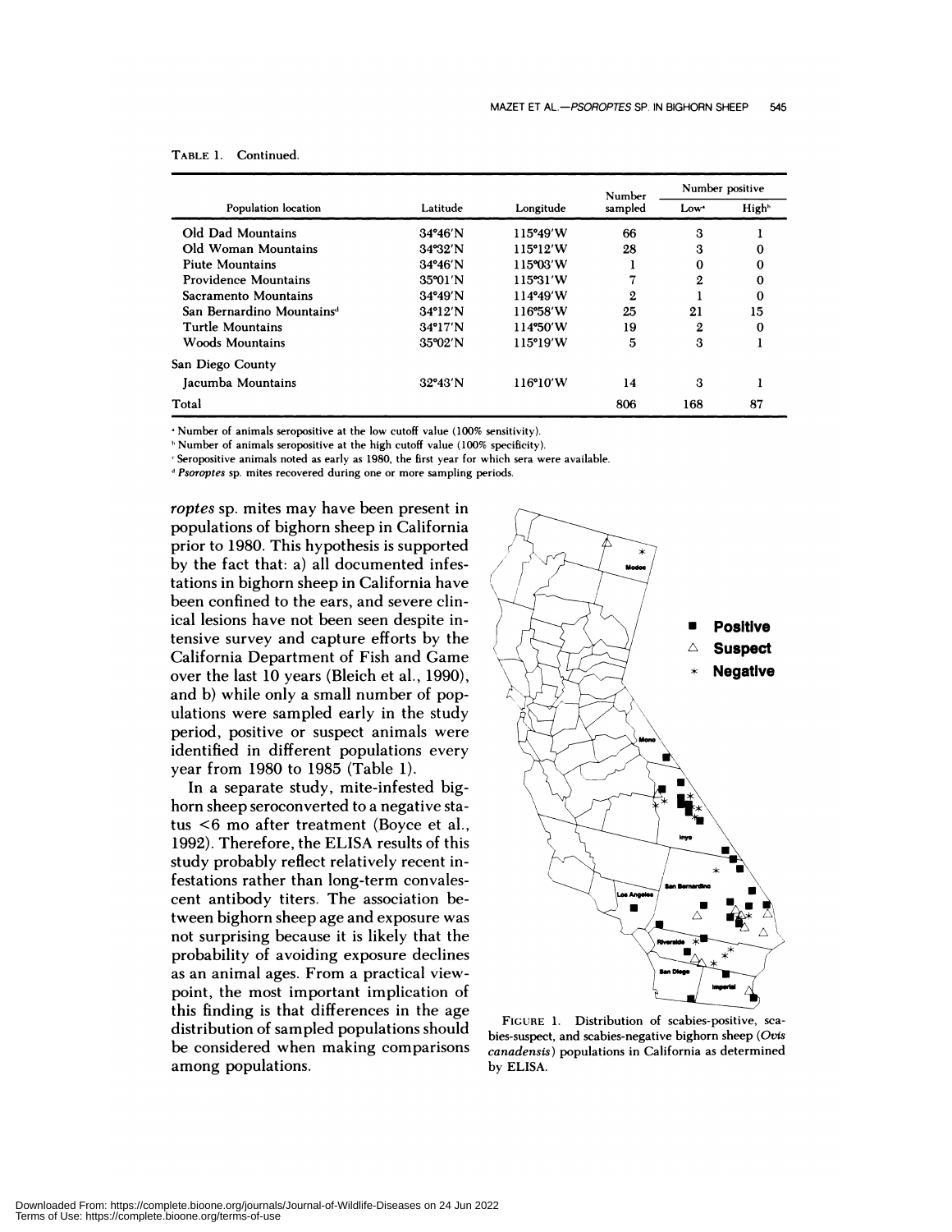TABLE 1. Continued.

| Population location | Latitude | Longitude | Number sampled | Number positive | |
|---|---|---|---|---|---|
| | | | | Low[a] | High[b] |
| Old Dad Mountains | 34°46′N | 115°49′W | 66 | 3 | 1 |
| Old Woman Mountains | 34°32′N | 115°12′W | 28 | 3 | 0 |
| Piute Mountains | 34°46′N | 115°03′W | 1 | 0 | 0 |
| Providence Mountains | 35°01′N | 115°31′W | 7 | 2 | 0 |
| Sacramento Mountains | 34°49′N | 114°49′W | 2 | 1 | 0 |
| San Bernardino Mountains[d] | 34°12′N | 116°58′W | 25 | 21 | 15 |
| Turtle Mountains | 34°17′N | 114°50′W | 19 | 2 | 0 |
| Woods Mountains | 35°02′N | 115°19′W | 5 | 3 | 1 |
| San Diego County | | | | | |
| Jacumba Mountains | 32°43′N | 116°10′W | 14 | 3 | 1 |
| Total | | | 806 | 168 | 87 |

[a] Number of animals seropositive at the low cutoff value (100% sensitivity).

[b] Number of animals seropositive at the high cutoff value (100% specificity).

[c] Seropositive animals noted as early as 1980, the first year for which sera were available.

[d] *Psoroptes* sp. mites recovered during one or more sampling periods.

*roptes* sp. mites may have been present in populations of bighorn sheep in California prior to 1980. This hypothesis is supported by the fact that: a) all documented infestations in bighorn sheep in California have been confined to the ears, and severe clinical lesions have not been seen despite intensive survey and capture efforts by the California Department of Fish and Game over the last 10 years (Bleich et al., 1990), and b) while only a small number of populations were sampled early in the study period, positive or suspect animals were identified in different populations every year from 1980 to 1985 (Table 1).

In a separate study, mite-infested bighorn sheep seroconverted to a negative status <6 mo after treatment (Boyce et al., 1992). Therefore, the ELISA results of this study probably reflect relatively recent infestations rather than long-term convalescent antibody titers. The association between bighorn sheep age and exposure was not surprising because it is likely that the probability of avoiding exposure declines as an animal ages. From a practical viewpoint, the most important implication of this finding is that differences in the age distribution of sampled populations should be considered when making comparisons among populations.

FIGURE 1. Distribution of scabies-positive, scabies-suspect, and scabies-negative bighorn sheep (*Ovis canadensis*) populations in California as determined by ELISA.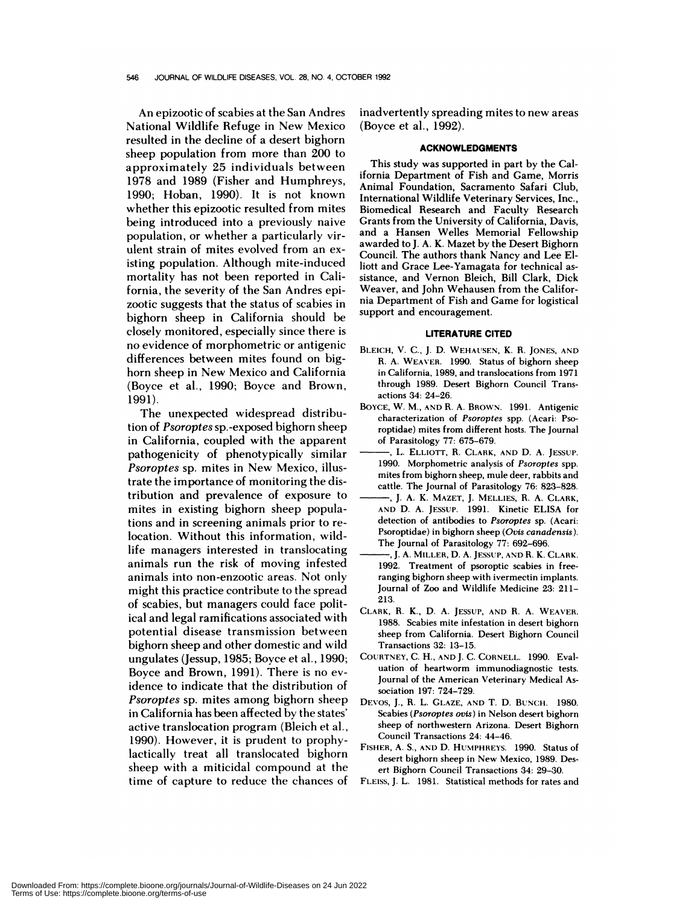An epizootic of scabies at the San Andres National Wildlife Refuge in New Mexico resulted in the decline of a desert bighorn sheep population from more than 200 to approximately 25 individuals between 1978 and 1989 (Fisher and Humphreys, 1990; Hoban, 1990). It is not known whether this epizootic resulted from mites being introduced into a previously naive population, or whether a particularly virulent strain of mites evolved from an existing population. Although mite-induced mortality has not been reported in California, the severity of the San Andres epizootic suggests that the status of scabies in bighorn sheep in California should be closely monitored, especially since there is no evidence of morphometric or antigenic differences between mites found on bighorn sheep in New Mexico and California (Boyce et al., 1990; Boyce and Brown, 1991).

The unexpected widespread distribution of *Psoroptes* sp.-exposed bighorn sheep in California, coupled with the apparent pathogenicity of phenotypically similar *Psoroptes* sp. mites in New Mexico, illustrate the importance of monitoring the distribution and prevalence of exposure to mites in existing bighorn sheep populations and in screening animals prior to relocation. Without this information, wildlife managers interested in translocating animals run the risk of moving infested animals into non-enzootic areas. Not only might this practice contribute to the spread of scabies, but managers could face political and legal ramifications associated with potential disease transmission between bighorn sheep and other domestic and wild ungulates (Jessup, 1985; Boyce et al., 1990; Boyce and Brown, 1991). There is no evidence to indicate that the distribution of *Psoroptes* sp. mites among bighorn sheep in California has been affected by the states' active translocation program (Bleich et al., 1990). However, it is prudent to prophylactically treat all translocated bighorn sheep with a miticidal compound at the time of capture to reduce the chances of inadvertently spreading mites to new areas (Boyce et al., 1992).

## ACKNOWLEDGMENTS

This study was supported in part by the California Department of Fish and Game, Morris Animal Foundation, Sacramento Safari Club, International Wildlife Veterinary Services, Inc., Biomedical Research and Faculty Research Grants from the University of California, Davis, and a Hansen Welles Memorial Fellowship awarded to J. A. K. Mazet by the Desert Bighorn Council. The authors thank Nancy and Lee Elliott and Grace Lee-Yamagata for technical assistance, and Vernon Bleich, Bill Clark, Dick Weaver, and John Wehausen from the California Department of Fish and Game for logistical support and encouragement.

## LITERATURE CITED

BLEICH, V. C., J. D. WEHAUSEN, K. R. JONES, AND R. A. WEAVER. 1990. Status of bighorn sheep in California, 1989, and translocations from 1971 through 1989. Desert Bighorn Council Transactions 34: 24–26.

BOYCE, W. M., AND R. A. BROWN. 1991. Antigenic characterization of *Psoroptes* spp. (Acari: Psoroptidae) mites from different hosts. The Journal of Parasitology 77: 675–679.

———, L. ELLIOTT, R. CLARK, AND D. A. JESSUP. 1990. Morphometric analysis of *Psoroptes* spp. mites from bighorn sheep, mule deer, rabbits and cattle. The Journal of Parasitology 76: 823–828.

———, J. A. K. MAZET, J. MELLIES, R. A. CLARK, AND D. A. JESSUP. 1991. Kinetic ELISA for detection of antibodies to *Psoroptes* sp. (Acari: Psoroptidae) in bighorn sheep (*Ovis canadensis*). The Journal of Parasitology 77: 692–696.

———, J. A. MILLER, D. A. JESSUP, AND R. K. CLARK. 1992. Treatment of psoroptic scabies in free-ranging bighorn sheep with ivermectin implants. Journal of Zoo and Wildlife Medicine 23: 211–213.

CLARK, R. K., D. A. JESSUP, AND R. A. WEAVER. 1988. Scabies mite infestation in desert bighorn sheep from California. Desert Bighorn Council Transactions 32: 13–15.

COURTNEY, C. H., AND J. C. CORNELL. 1990. Evaluation of heartworm immunodiagnostic tests. Journal of the American Veterinary Medical Association 197: 724–729.

DEVOS, J., R. L. GLAZE, AND T. D. BUNCH. 1980. Scabies (*Psoroptes ovis*) in Nelson desert bighorn sheep of northwestern Arizona. Desert Bighorn Council Transactions 24: 44–46.

FISHER, A. S., AND D. HUMPHREYS. 1990. Status of desert bighorn sheep in New Mexico, 1989. Desert Bighorn Council Transactions 34: 29–30.

FLEISS, J. L. 1981. Statistical methods for rates and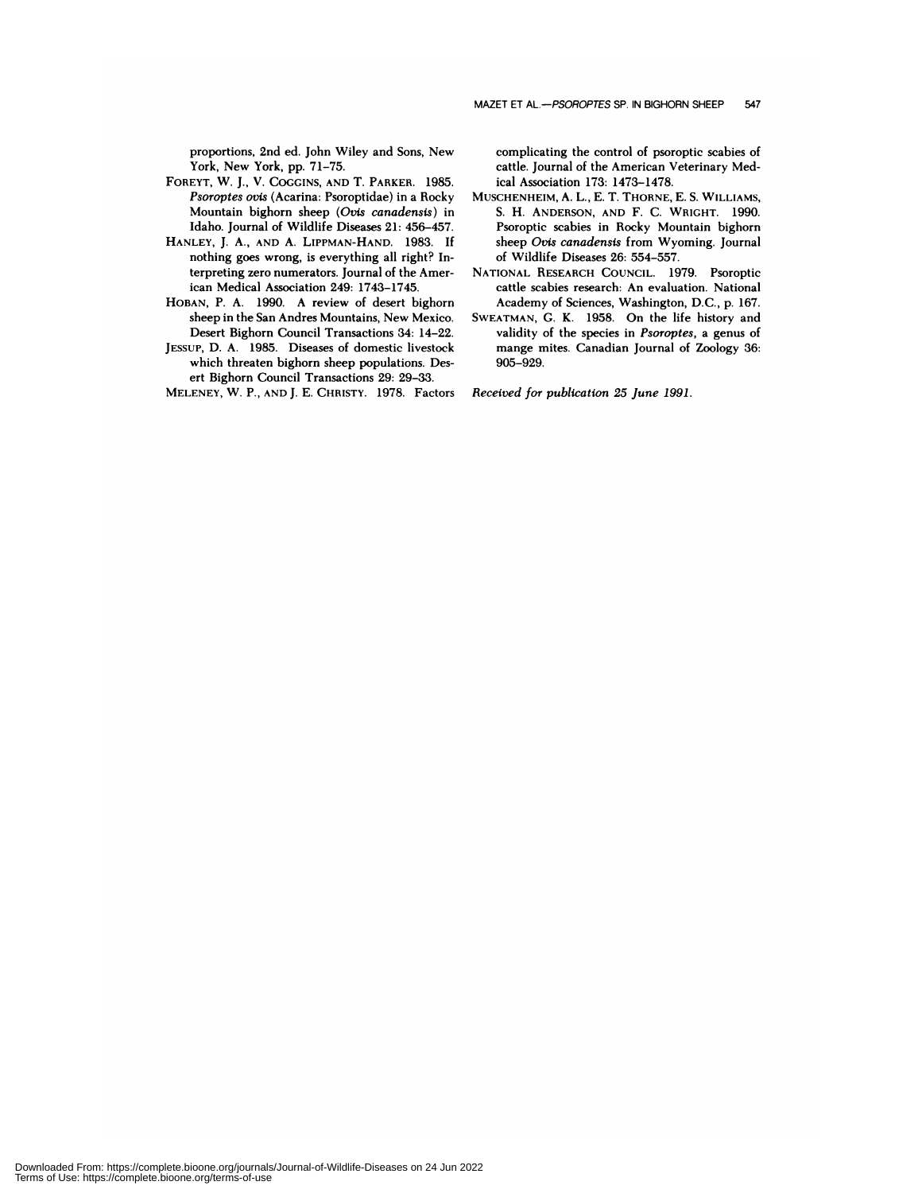proportions, 2nd ed. John Wiley and Sons, New York, New York, pp. 71–75.

FOREYT, W. J., V. COGGINS, AND T. PARKER. 1985. *Psoroptes ovis* (Acarina: Psoroptidae) in a Rocky Mountain bighorn sheep (*Ovis canadensis*) in Idaho. Journal of Wildlife Diseases 21: 456–457.

HANLEY, J. A., AND A. LIPPMAN-HAND. 1983. If nothing goes wrong, is everything all right? Interpreting zero numerators. Journal of the American Medical Association 249: 1743–1745.

HOBAN, P. A. 1990. A review of desert bighorn sheep in the San Andres Mountains, New Mexico. Desert Bighorn Council Transactions 34: 14–22.

JESSUP, D. A. 1985. Diseases of domestic livestock which threaten bighorn sheep populations. Desert Bighorn Council Transactions 29: 29–33.

MELENEY, W. P., AND J. E. CHRISTY. 1978. Factors complicating the control of psoroptic scabies of cattle. Journal of the American Veterinary Medical Association 173: 1473–1478.

MUSCHENHEIM, A. L., E. T. THORNE, E. S. WILLIAMS, S. H. ANDERSON, AND F. C. WRIGHT. 1990. Psoroptic scabies in Rocky Mountain bighorn sheep *Ovis canadensis* from Wyoming. Journal of Wildlife Diseases 26: 554–557.

NATIONAL RESEARCH COUNCIL. 1979. Psoroptic cattle scabies research: An evaluation. National Academy of Sciences, Washington, D.C., p. 167.

SWEATMAN, G. K. 1958. On the life history and validity of the species in *Psoroptes*, a genus of mange mites. Canadian Journal of Zoology 36: 905–929.

*Received for publication 25 June 1991.*